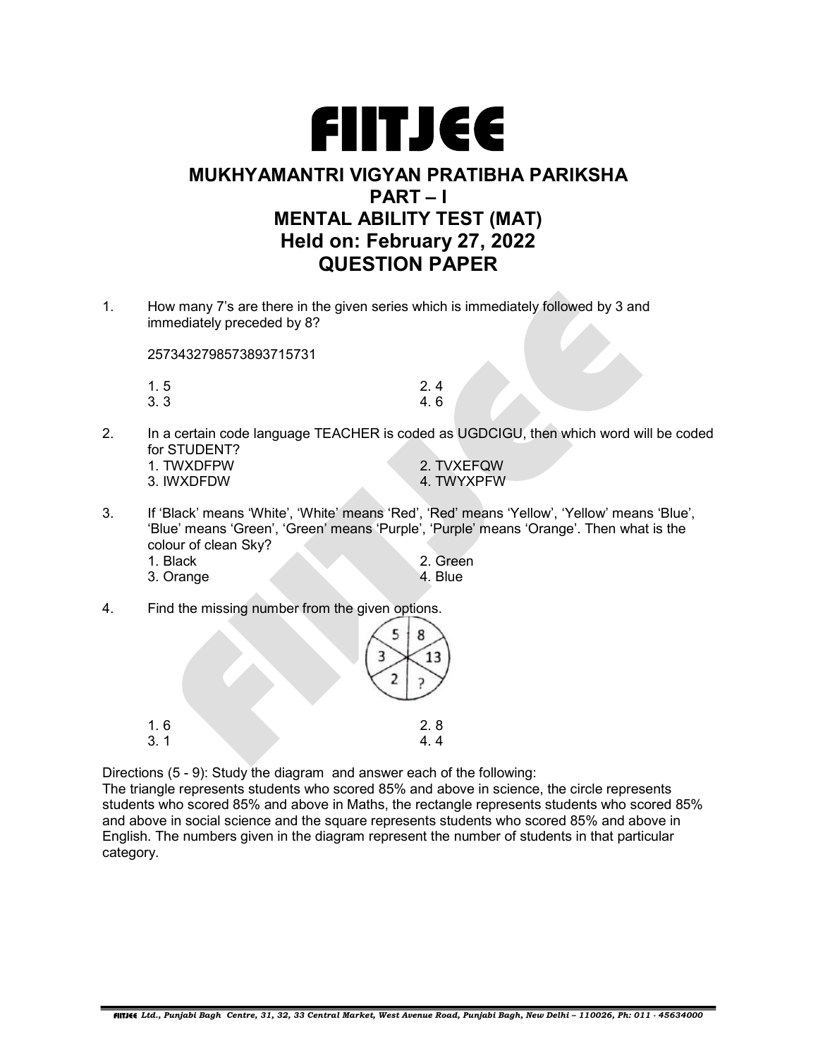# FIITJEE

## MUKHYAMANTRI VIGYAN PRATIBHA PARIKSHA
## PART – I
## MENTAL ABILITY TEST (MAT)
## Held on: February 27, 2022
## QUESTION PAPER

1. How many 7's are there in the given series which is immediately followed by 3 and immediately preceded by 8?

   2573432798573893715731

   1. 5
   2. 4
   3. 3
   4. 6

2. In a certain code language TEACHER is coded as UGDCIGU, then which word will be coded for STUDENT?
   1. TWXDFPW
   2. TVXEFQW
   3. IWXDFDW
   4. TWYXPFW

3. If 'Black' means 'White', 'White' means 'Red', 'Red' means 'Yellow', 'Yellow' means 'Blue', 'Blue' means 'Green', 'Green' means 'Purple', 'Purple' means 'Orange'. Then what is the colour of clean Sky?
   1. Black
   2. Green
   3. Orange
   4. Blue

4. Find the missing number from the given options.

   (Circle divided into six sectors containing: 5, 8, 13, ?, 2, 3)

   1. 6
   2. 8
   3. 1
   4. 4

Directions (5 - 9): Study the diagram and answer each of the following:
The triangle represents students who scored 85% and above in science, the circle represents students who scored 85% and above in Maths, the rectangle represents students who scored 85% and above in social science and the square represents students who scored 85% and above in English. The numbers given in the diagram represent the number of students in that particular category.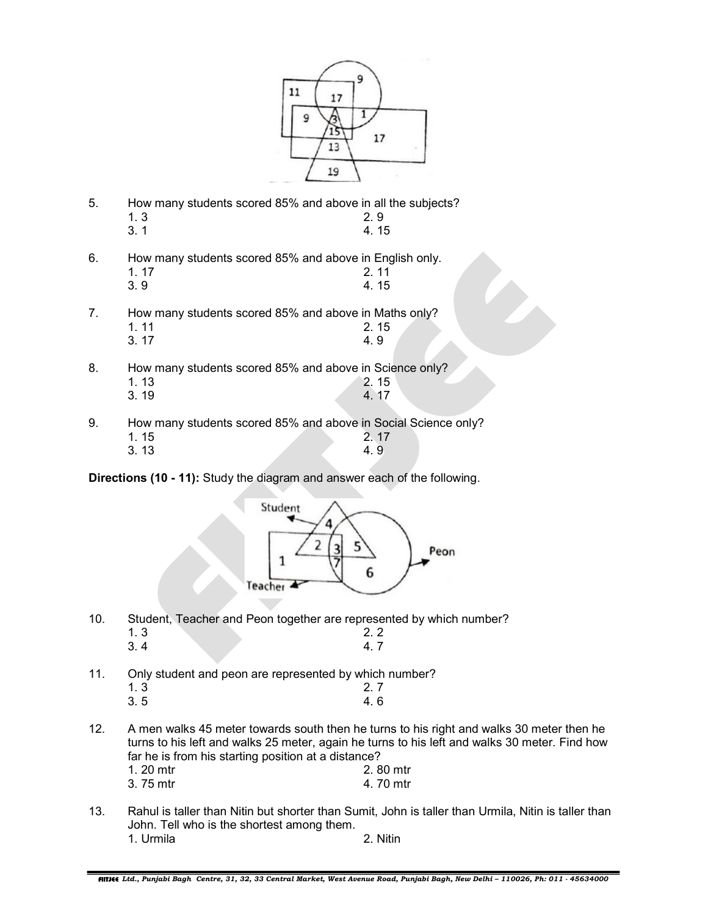5. How many students scored 85% and above in all the subjects?
   1. 3 2. 9
   3. 1 4. 15

6. How many students scored 85% and above in English only.
   1. 17 2. 11
   3. 9 4. 15

7. How many students scored 85% and above in Maths only?
   1. 11 2. 15
   3. 17 4. 9

8. How many students scored 85% and above in Science only?
   1. 13 2. 15
   3. 19 4. 17

9. How many students scored 85% and above in Social Science only?
   1. 15 2. 17
   3. 13 4. 9

**Directions (10 - 11):** Study the diagram and answer each of the following.

10. Student, Teacher and Peon together are represented by which number?
    1. 3 2. 2
    3. 4 4. 7

11. Only student and peon are represented by which number?
    1. 3 2. 7
    3. 5 4. 6

12. A men walks 45 meter towards south then he turns to his right and walks 30 meter then he turns to his left and walks 25 meter, again he turns to his left and walks 30 meter. Find how far he is from his starting position at a distance?
    1. 20 mtr 2. 80 mtr
    3. 75 mtr 4. 70 mtr

13. Rahul is taller than Nitin but shorter than Sumit, John is taller than Urmila, Nitin is taller than John. Tell who is the shortest among them.
    1. Urmila 2. Nitin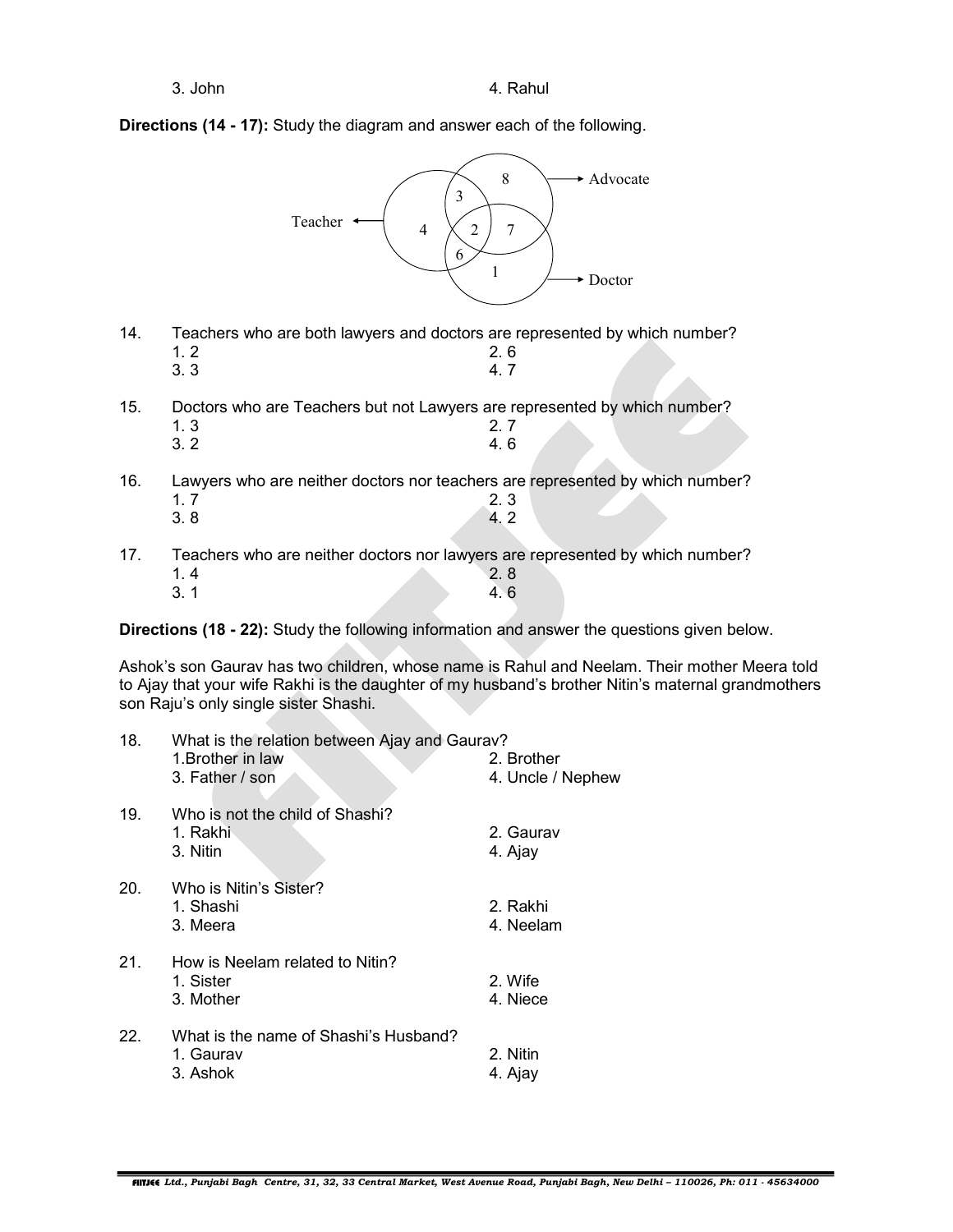3. John 4. Rahul

**Directions (14 - 17):** Study the diagram and answer each of the following.

14. Teachers who are both lawyers and doctors are represented by which number?
    1. 2 2. 6
    3. 3 4. 7

15. Doctors who are Teachers but not Lawyers are represented by which number?
    1. 3 2. 7
    3. 2 4. 6

16. Lawyers who are neither doctors nor teachers are represented by which number?
    1. 7 2. 3
    3. 8 4. 2

17. Teachers who are neither doctors nor lawyers are represented by which number?
    1. 4 2. 8
    3. 1 4. 6

**Directions (18 - 22):** Study the following information and answer the questions given below.

Ashok's son Gaurav has two children, whose name is Rahul and Neelam. Their mother Meera told to Ajay that your wife Rakhi is the daughter of my husband's brother Nitin's maternal grandmothers son Raju's only single sister Shashi.

18. What is the relation between Ajay and Gaurav?
    1. Brother in law 2. Brother
    3. Father / son 4. Uncle / Nephew

19. Who is not the child of Shashi?
    1. Rakhi 2. Gaurav
    3. Nitin 4. Ajay

20. Who is Nitin's Sister?
    1. Shashi 2. Rakhi
    3. Meera 4. Neelam

21. How is Neelam related to Nitin?
    1. Sister 2. Wife
    3. Mother 4. Niece

22. What is the name of Shashi's Husband?
    1. Gaurav 2. Nitin
    3. Ashok 4. Ajay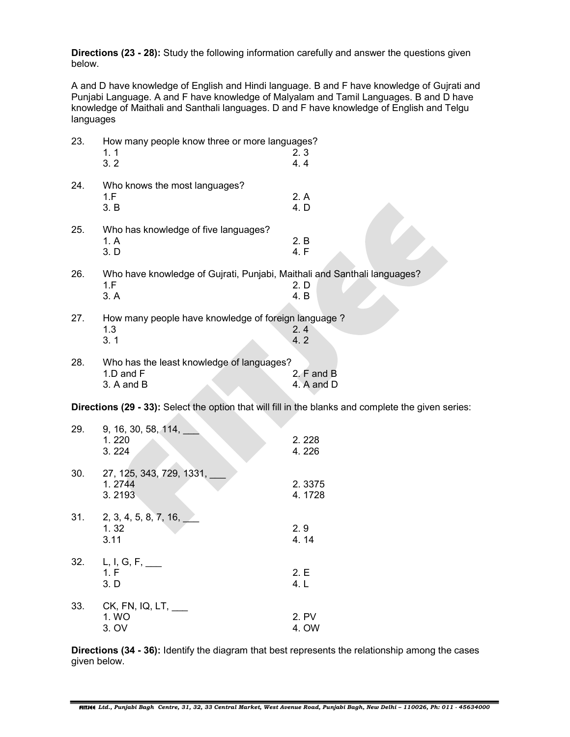**Directions (23 - 28):** Study the following information carefully and answer the questions given below.

A and D have knowledge of English and Hindi language. B and F have knowledge of Gujrati and Punjabi Language. A and F have knowledge of Malyalam and Tamil Languages. B and D have knowledge of Maithali and Santhali languages. D and F have knowledge of English and Telgu languages

23. How many people know three or more languages?
    1. 1 &nbsp;&nbsp;&nbsp;&nbsp; 2. 3
    3. 2 &nbsp;&nbsp;&nbsp;&nbsp; 4. 4

24. Who knows the most languages?
    1.F &nbsp;&nbsp;&nbsp;&nbsp; 2. A
    3. B &nbsp;&nbsp;&nbsp;&nbsp; 4. D

25. Who has knowledge of five languages?
    1. A &nbsp;&nbsp;&nbsp;&nbsp; 2. B
    3. D &nbsp;&nbsp;&nbsp;&nbsp; 4. F

26. Who have knowledge of Gujrati, Punjabi, Maithali and Santhali languages?
    1.F &nbsp;&nbsp;&nbsp;&nbsp; 2. D
    3. A &nbsp;&nbsp;&nbsp;&nbsp; 4. B

27. How many people have knowledge of foreign language ?
    1.3 &nbsp;&nbsp;&nbsp;&nbsp; 2. 4
    3. 1 &nbsp;&nbsp;&nbsp;&nbsp; 4. 2

28. Who has the least knowledge of languages?
    1.D and F &nbsp;&nbsp;&nbsp;&nbsp; 2. F and B
    3. A and B &nbsp;&nbsp;&nbsp;&nbsp; 4. A and D

**Directions (29 - 33):** Select the option that will fill in the blanks and complete the given series:

29. 9, 16, 30, 58, 114, ___
    1. 220 &nbsp;&nbsp;&nbsp;&nbsp; 2. 228
    3. 224 &nbsp;&nbsp;&nbsp;&nbsp; 4. 226

30. 27, 125, 343, 729, 1331, ___
    1. 2744 &nbsp;&nbsp;&nbsp;&nbsp; 2. 3375
    3. 2193 &nbsp;&nbsp;&nbsp;&nbsp; 4. 1728

31. 2, 3, 4, 5, 8, 7, 16, ___
    1. 32 &nbsp;&nbsp;&nbsp;&nbsp; 2. 9
    3.11 &nbsp;&nbsp;&nbsp;&nbsp; 4. 14

32. L, I, G, F, ___
    1. F &nbsp;&nbsp;&nbsp;&nbsp; 2. E
    3. D &nbsp;&nbsp;&nbsp;&nbsp; 4. L

33. CK, FN, IQ, LT, ___
    1. WO &nbsp;&nbsp;&nbsp;&nbsp; 2. PV
    3. OV &nbsp;&nbsp;&nbsp;&nbsp; 4. OW

**Directions (34 - 36):** Identify the diagram that best represents the relationship among the cases given below.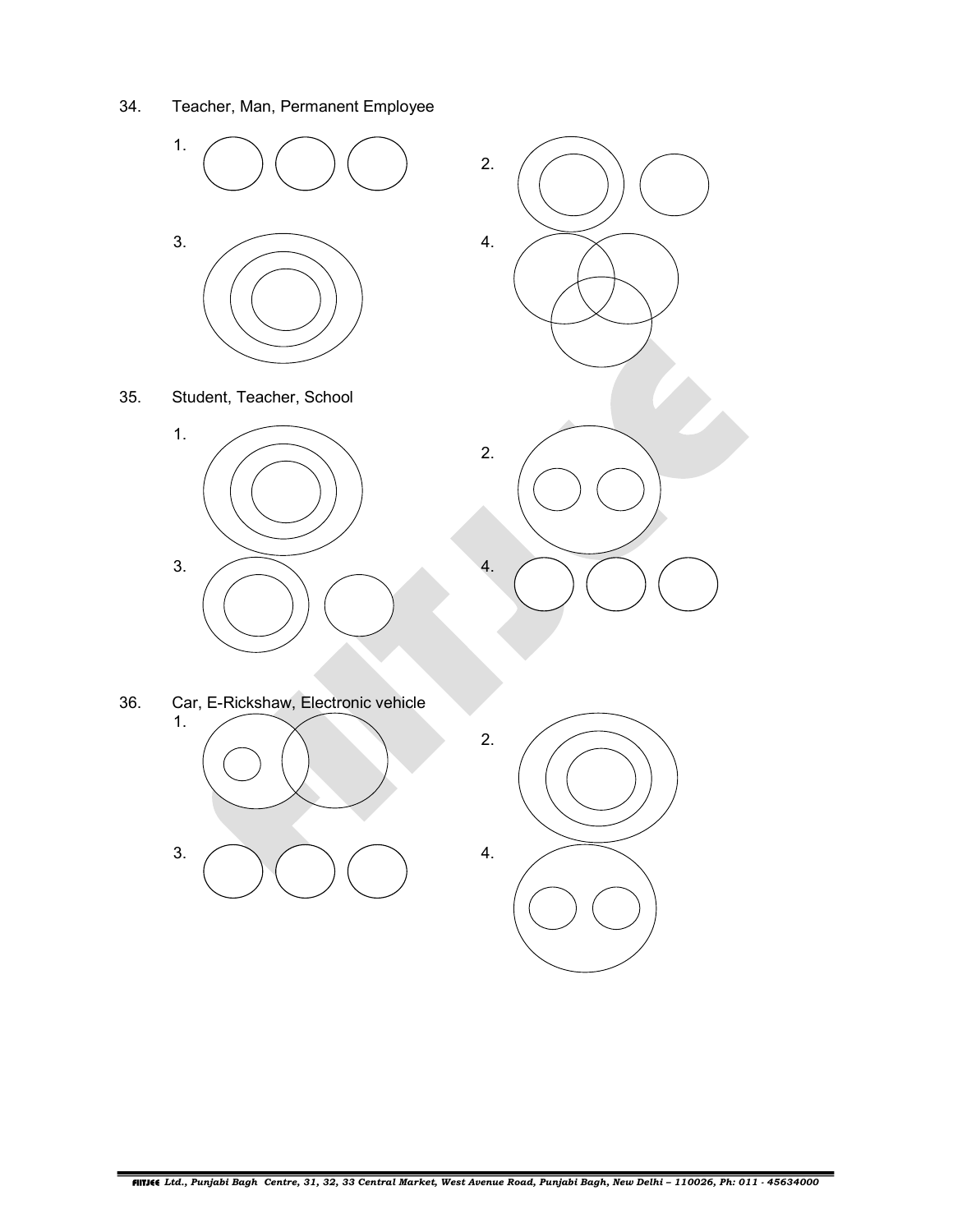34. Teacher, Man, Permanent Employee

1. 2.

3. 4.

35. Student, Teacher, School

1. 2.

3. 4.

36. Car, E-Rickshaw, Electronic vehicle

1. 2.

3. 4.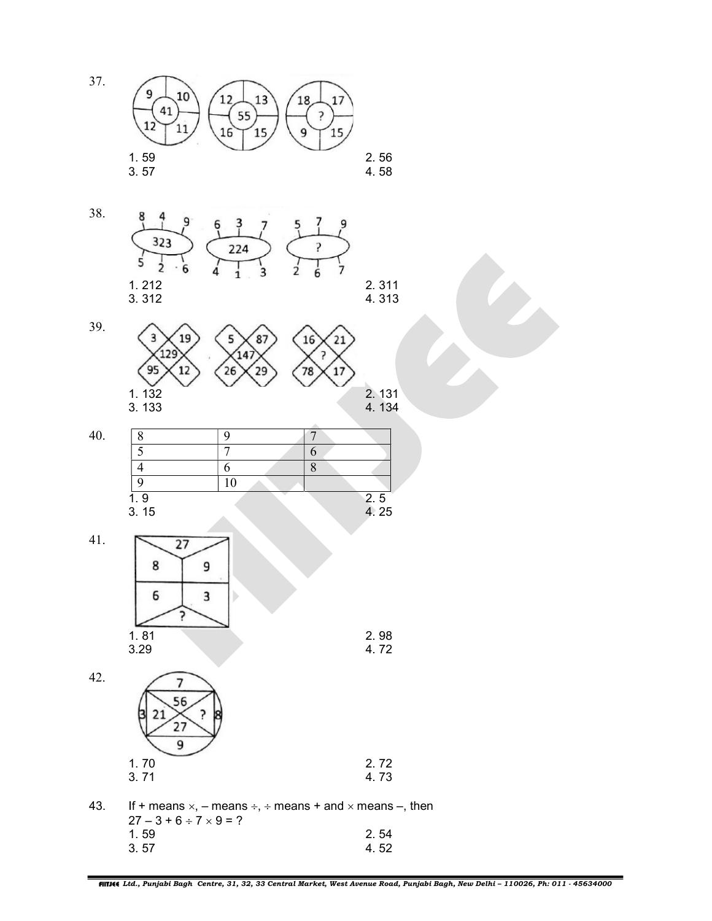37.

| 9 | 10 |
|---|---|
| 41 | |
| 12 | 11 |

| 12 | 13 |
|---|---|
| 55 | |
| 16 | 15 |

| 18 | 17 |
|---|---|
| ? | |
| 9 | 15 |

1. 59
2. 56
3. 57
4. 58

38.

Figure 1: top 8, 4, 9; centre 323; bottom 5, 2, 6
Figure 2: top 6, 3, 7; centre 224; bottom 4, 1, 3
Figure 3: top 5, 7, 9; centre ?; bottom 2, 6, 7

1. 212
2. 311
3. 312
4. 313

39.

Figure 1: 3, 19, 95, 12; centre 129
Figure 2: 5, 87, 26, 29; centre 147
Figure 3: 16, 21, 78, 17; centre ?

1. 132
2. 131
3. 133
4. 134

40.

| 8 | 9 | 7 |
|---|---|---|
| 5 | 7 | 6 |
| 4 | 6 | 8 |
| 9 | 10 | |

1. 9
2. 5
3. 15
4. 25

41.

Top: 27
8, 9
6, 3
Bottom: ?

1. 81
2. 98
3. 29
4. 72

42.

Outer: top 7, left 3, right 8, bottom 9
Inner: top 56, left 21, right ?, bottom 27

1. 70
2. 72
3. 71
4. 73

43. If + means ×, – means ÷, ÷ means + and × means –, then
$27 - 3 + 6 \div 7 \times 9 = ?$

1. 59
2. 54
3. 57
4. 52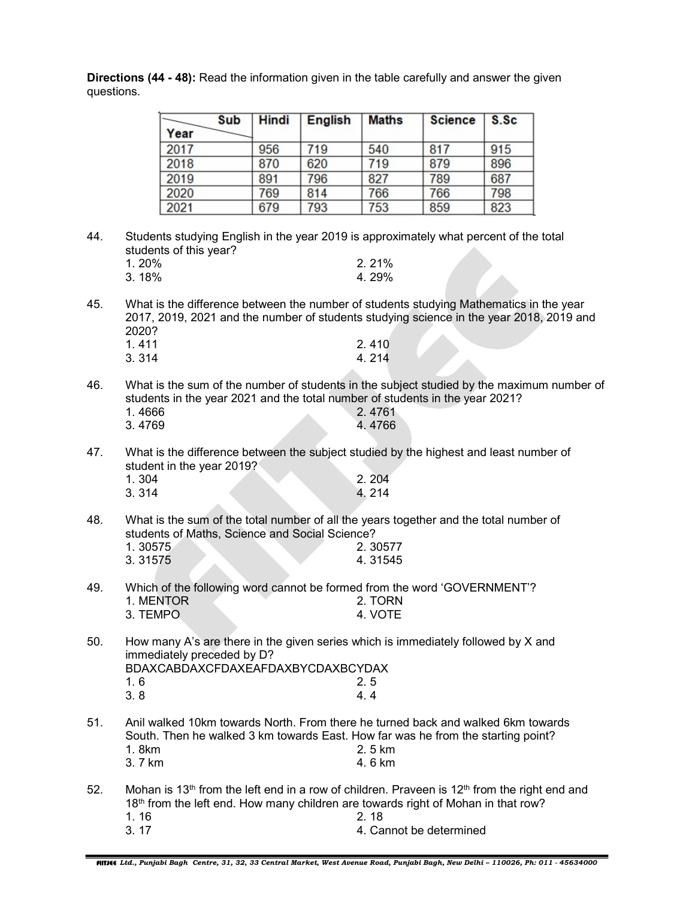**Directions (44 - 48):** Read the information given in the table carefully and answer the given questions.

| Year \ Sub | Hindi | English | Maths | Science | S.Sc |
|---|---|---|---|---|---|
| 2017 | 956 | 719 | 540 | 817 | 915 |
| 2018 | 870 | 620 | 719 | 879 | 896 |
| 2019 | 891 | 796 | 827 | 789 | 687 |
| 2020 | 769 | 814 | 766 | 766 | 798 |
| 2021 | 679 | 793 | 753 | 859 | 823 |

44. Students studying English in the year 2019 is approximately what percent of the total students of this year?

    1. 20%
    2. 21%
    3. 18%
    4. 29%

45. What is the difference between the number of students studying Mathematics in the year 2017, 2019, 2021 and the number of students studying science in the year 2018, 2019 and 2020?

    1. 411
    2. 410
    3. 314
    4. 214

46. What is the sum of the number of students in the subject studied by the maximum number of students in the year 2021 and the total number of students in the year 2021?

    1. 4666
    2. 4761
    3. 4769
    4. 4766

47. What is the difference between the subject studied by the highest and least number of student in the year 2019?

    1. 304
    2. 204
    3. 314
    4. 214

48. What is the sum of the total number of all the years together and the total number of students of Maths, Science and Social Science?

    1. 30575
    2. 30577
    3. 31575
    4. 31545

49. Which of the following word cannot be formed from the word 'GOVERNMENT'?

    1. MENTOR
    2. TORN
    3. TEMPO
    4. VOTE

50. How many A's are there in the given series which is immediately followed by X and immediately preceded by D?

    BDAXCABDAXCFDAXEAFDAXBYCDAXBCYDAX

    1. 6
    2. 5
    3. 8
    4. 4

51. Anil walked 10km towards North. From there he turned back and walked 6km towards South. Then he walked 3 km towards East. How far was he from the starting point?

    1. 8km
    2. 5 km
    3. 7 km
    4. 6 km

52. Mohan is 13th from the left end in a row of children. Praveen is 12th from the right end and 18th from the left end. How many children are towards right of Mohan in that row?

    1. 16
    2. 18
    3. 17
    4. Cannot be determined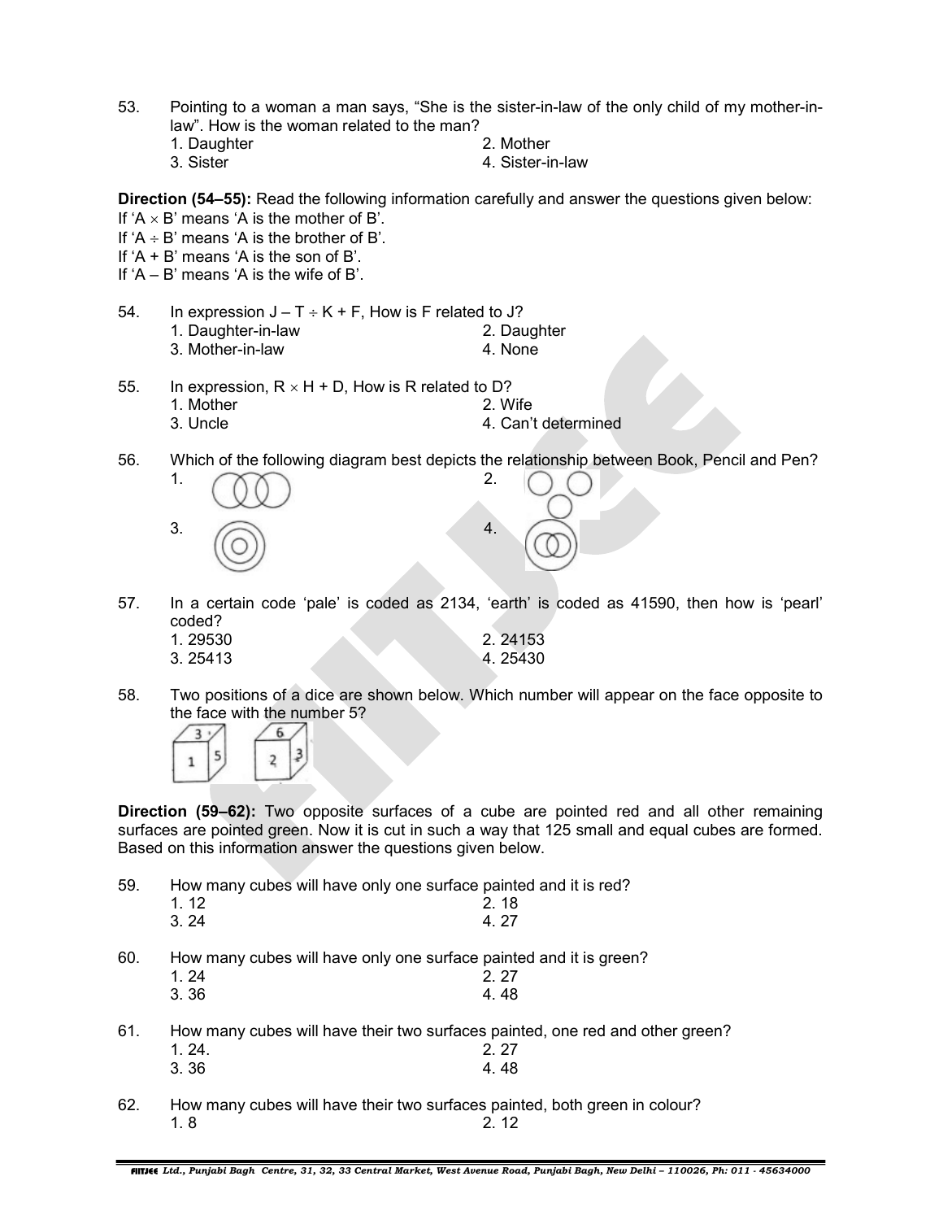53. Pointing to a woman a man says, "She is the sister-in-law of the only child of my mother-in-law". How is the woman related to the man?

1. Daughter
2. Mother
3. Sister
4. Sister-in-law

**Direction (54–55):** Read the following information carefully and answer the questions given below:

If 'A × B' means 'A is the mother of B'.
If 'A ÷ B' means 'A is the brother of B'.
If 'A + B' means 'A is the son of B'.
If 'A – B' means 'A is the wife of B'.

54. In expression J – T ÷ K + F, How is F related to J?

1. Daughter-in-law
2. Daughter
3. Mother-in-law
4. None

55. In expression, R × H + D, How is R related to D?

1. Mother
2. Wife
3. Uncle
4. Can't determined

56. Which of the following diagram best depicts the relationship between Book, Pencil and Pen?

1. (three overlapping circles in a row)
2. (three separate circles)
3. (three concentric circles)
4. (two overlapping circles inside a larger circle)

57. In a certain code 'pale' is coded as 2134, 'earth' is coded as 41590, then how is 'pearl' coded?

1. 29530
2. 24153
3. 25413
4. 25430

58. Two positions of a dice are shown below. Which number will appear on the face opposite to the face with the number 5?

(Dice 1: top 3, front 1, right 5; Dice 2: top 6, front 2, right 3)

**Direction (59–62):** Two opposite surfaces of a cube are pointed red and all other remaining surfaces are pointed green. Now it is cut in such a way that 125 small and equal cubes are formed. Based on this information answer the questions given below.

59. How many cubes will have only one surface painted and it is red?

1. 12
2. 18
3. 24
4. 27

60. How many cubes will have only one surface painted and it is green?

1. 24
2. 27
3. 36
4. 48

61. How many cubes will have their two surfaces painted, one red and other green?

1. 24.
2. 27
3. 36
4. 48

62. How many cubes will have their two surfaces painted, both green in colour?

1. 8
2. 12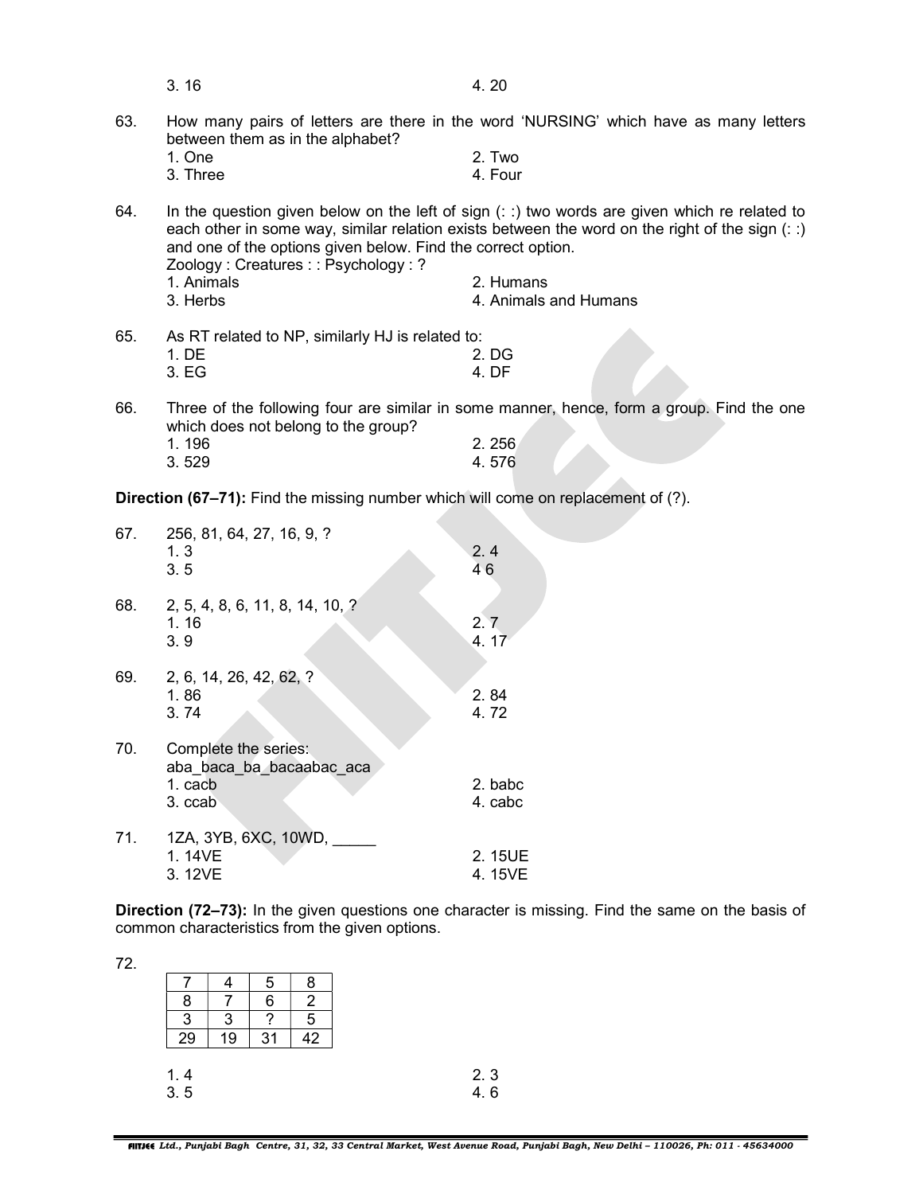3. 16 4. 20

63. How many pairs of letters are there in the word 'NURSING' which have as many letters between them as in the alphabet?
1. One 2. Two
3. Three 4. Four

64. In the question given below on the left of sign (: :) two words are given which re related to each other in some way, similar relation exists between the word on the right of the sign (: :) and one of the options given below. Find the correct option.
Zoology : Creatures : : Psychology : ?
1. Animals 2. Humans
3. Herbs 4. Animals and Humans

65. As RT related to NP, similarly HJ is related to:
1. DE 2. DG
3. EG 4. DF

66. Three of the following four are similar in some manner, hence, form a group. Find the one which does not belong to the group?
1. 196 2. 256
3. 529 4. 576

**Direction (67–71):** Find the missing number which will come on replacement of (?).

67. 256, 81, 64, 27, 16, 9, ?
1. 3 2. 4
3. 5 4 6

68. 2, 5, 4, 8, 6, 11, 8, 14, 10, ?
1. 16 2. 7
3. 9 4. 17

69. 2, 6, 14, 26, 42, 62, ?
1. 86 2. 84
3. 74 4. 72

70. Complete the series:
aba_baca_ba_bacaabac_aca
1. cacb 2. babc
3. ccab 4. cabc

71. 1ZA, 3YB, 6XC, 10WD, _____
1. 14VE 2. 15UE
3. 12VE 4. 15VE

**Direction (72–73):** In the given questions one character is missing. Find the same on the basis of common characteristics from the given options.

72.

| 7 | 4 | 5 | 8 |
|---|---|---|---|
| 8 | 7 | 6 | 2 |
| 3 | 3 | ? | 5 |
| 29 | 19 | 31 | 42 |

1. 4 2. 3
3. 5 4. 6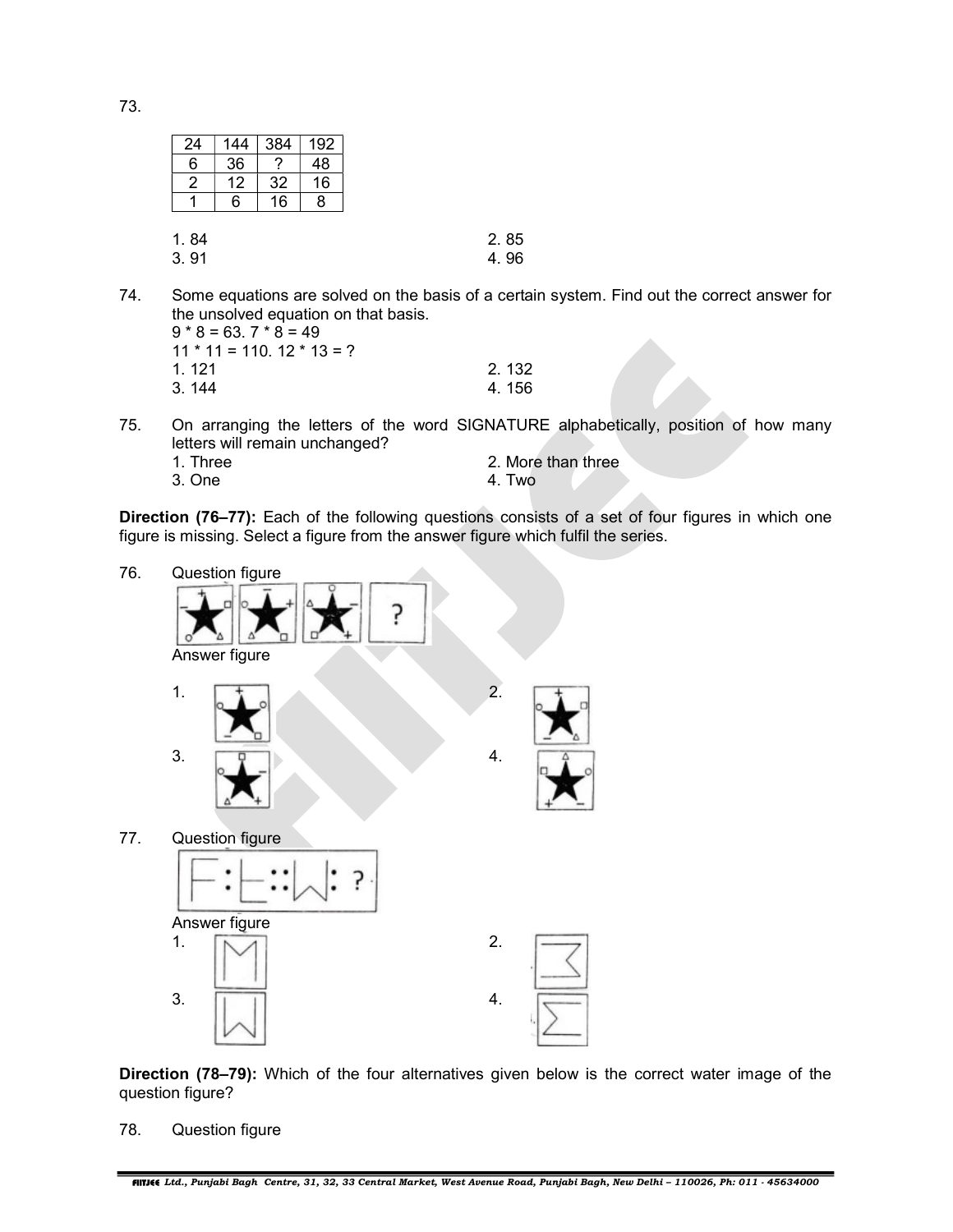73.

| 24 | 144 | 384 | 192 |
|---|---|---|---|
| 6 | 36 | ? | 48 |
| 2 | 12 | 32 | 16 |
| 1 | 6 | 16 | 8 |

1. 84
2. 85
3. 91
4. 96

74. Some equations are solved on the basis of a certain system. Find out the correct answer for the unsolved equation on that basis.
9 * 8 = 63. 7 * 8 = 49
11 * 11 = 110. 12 * 13 = ?
1. 121
2. 132
3. 144
4. 156

75. On arranging the letters of the word SIGNATURE alphabetically, position of how many letters will remain unchanged?
1. Three
2. More than three
3. One
4. Two

**Direction (76–77):** Each of the following questions consists of a set of four figures in which one figure is missing. Select a figure from the answer figure which fulfil the series.

76. Question figure

Answer figure

1.
2.
3.
4.

77. Question figure

Answer figure

1.
2.
3.
4.

**Direction (78–79):** Which of the four alternatives given below is the correct water image of the question figure?

78. Question figure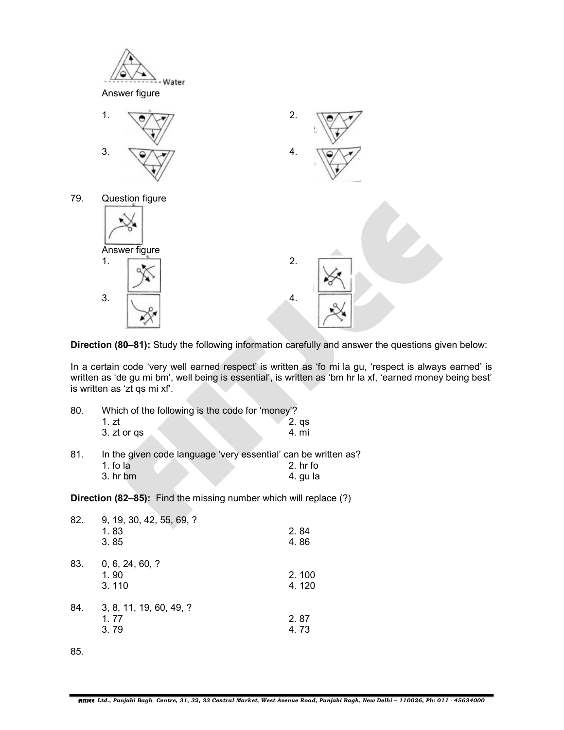Water

Answer figure

1. 2.

3. 4.

79. Question figure

Answer figure

1. 2.

3. 4.

**Direction (80–81):** Study the following information carefully and answer the questions given below:

In a certain code 'very well earned respect' is written as 'fo mi la gu, 'respect is always earned' is written as 'de gu mi bm', well being is essential', is written as 'bm hr la xf, 'earned money being best' is written as 'zt qs mi xf'.

80. Which of the following is the code for 'money'?
    1. zt  2. qs
    3. zt or qs  4. mi

81. In the given code language 'very essential' can be written as?
    1. fo la  2. hr fo
    3. hr bm  4. gu la

**Direction (82–85):** Find the missing number which will replace (?)

82. 9, 19, 30, 42, 55, 69, ?
    1. 83  2. 84
    3. 85  4. 86

83. 0, 6, 24, 60, ?
    1. 90  2. 100
    3. 110  4. 120

84. 3, 8, 11, 19, 60, 49, ?
    1. 77  2. 87
    3. 79  4. 73

85.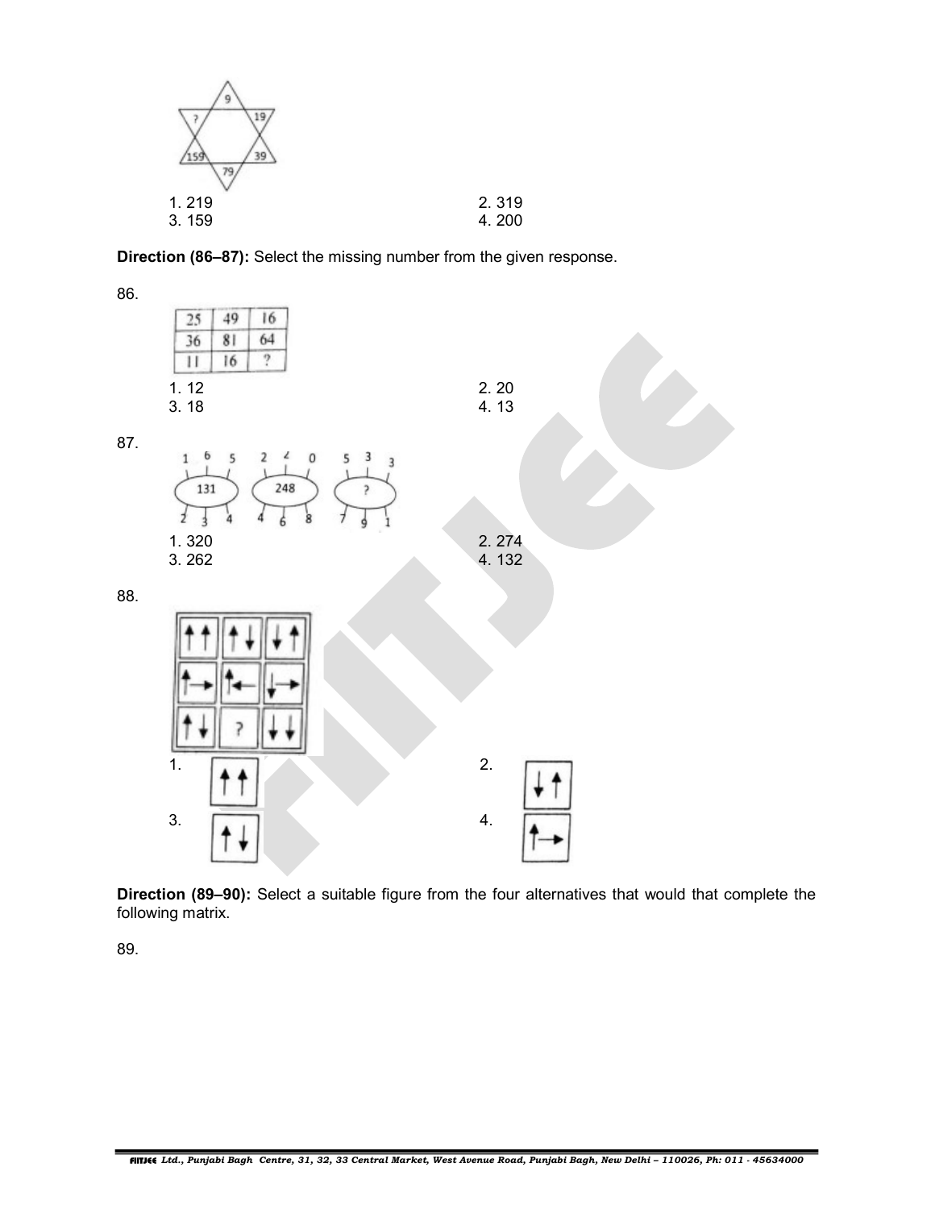1. 219
2. 319
3. 159
4. 200

**Direction (86–87):** Select the missing number from the given response.

86.

| 25 | 49 | 16 |
|---|---|---|
| 36 | 81 | 64 |
| 11 | 16 | ? |

1. 12
2. 20
3. 18
4. 13

87.

1. 320
2. 274
3. 262
4. 132

88.

1.
2.
3.
4.

**Direction (89–90):** Select a suitable figure from the four alternatives that would that complete the following matrix.

89.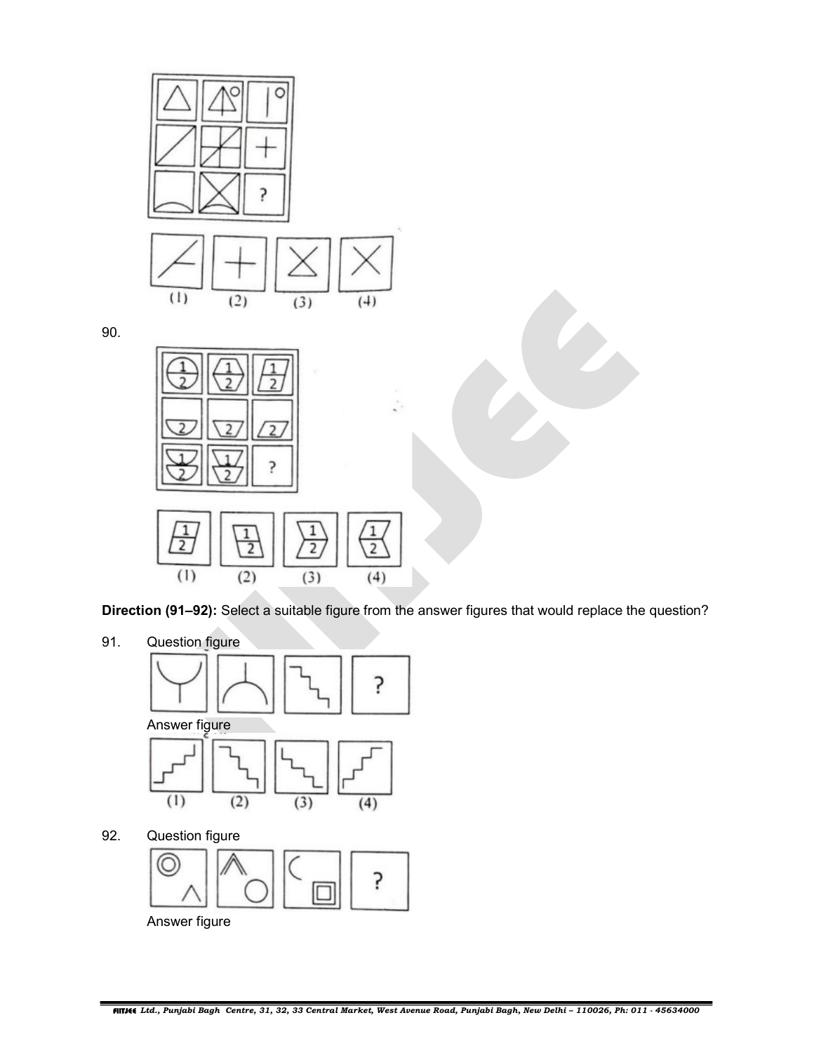(1) (2) (3) (4)

90.

(1) (2) (3) (4)

**Direction (91–92):** Select a suitable figure from the answer figures that would replace the question?

91. Question figure

Answer figure

(1) (2) (3) (4)

92. Question figure

Answer figure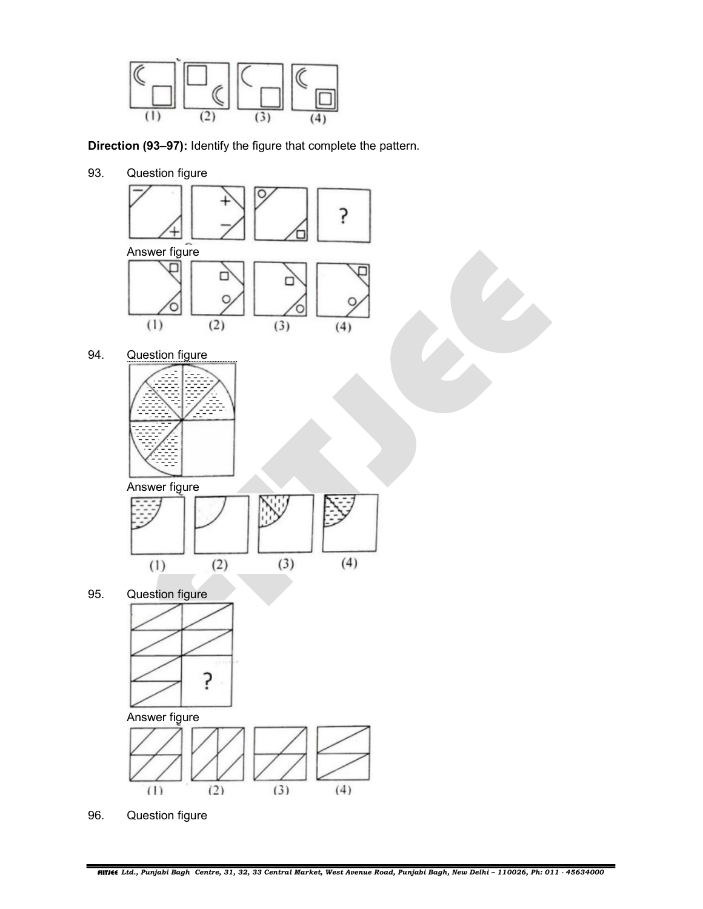(1) (2) (3) (4)

**Direction (93–97):** Identify the figure that complete the pattern.

93. Question figure

?

Answer figure

(1) (2) (3) (4)

94. Question figure

Answer figure

(1) (2) (3) (4)

95. Question figure

?

Answer figure

(1) (2) (3) (4)

96. Question figure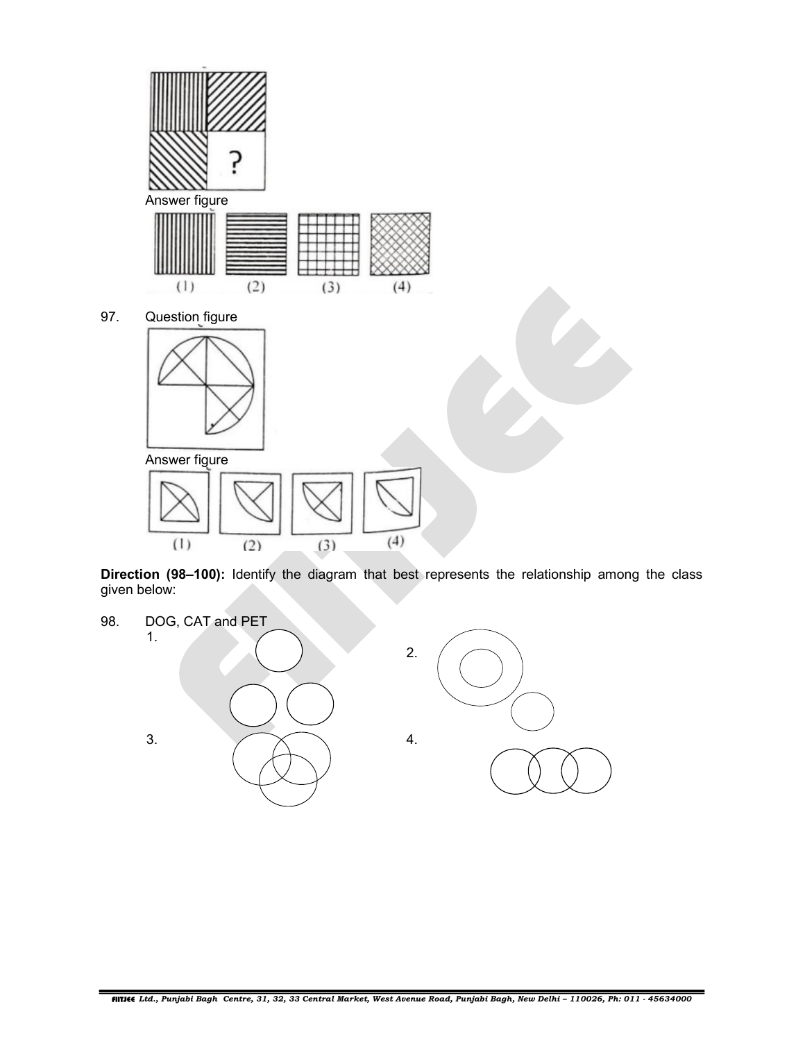Answer figure

(1) (2) (3) (4)

97. Question figure

Answer figure

(1) (2) (3) (4)

**Direction (98–100):** Identify the diagram that best represents the relationship among the class given below:

98. DOG, CAT and PET

1.

2.

3.

4.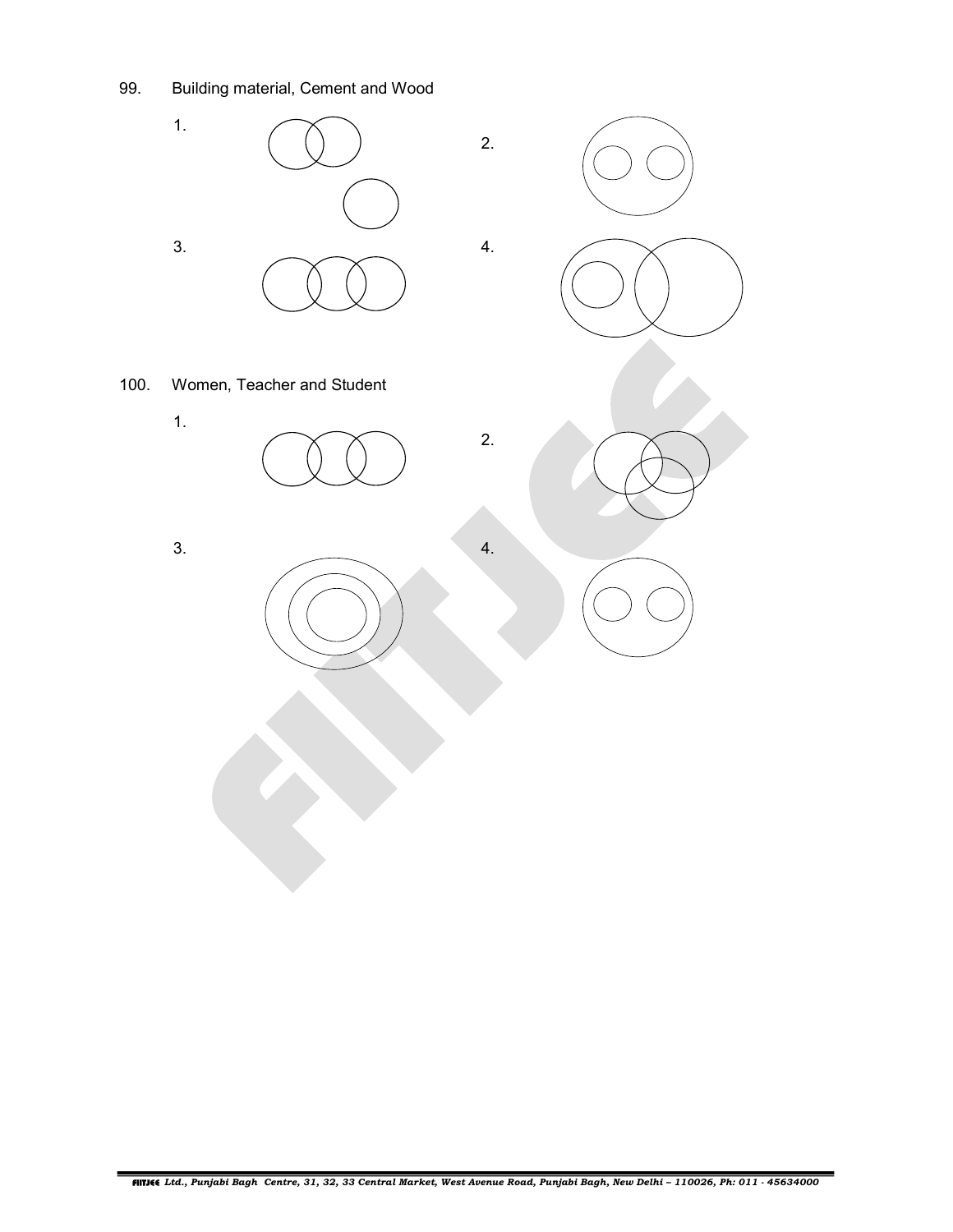99. Building material, Cement and Wood

1.

2.

3.

4.

100. Women, Teacher and Student

1.

2.

3.

4.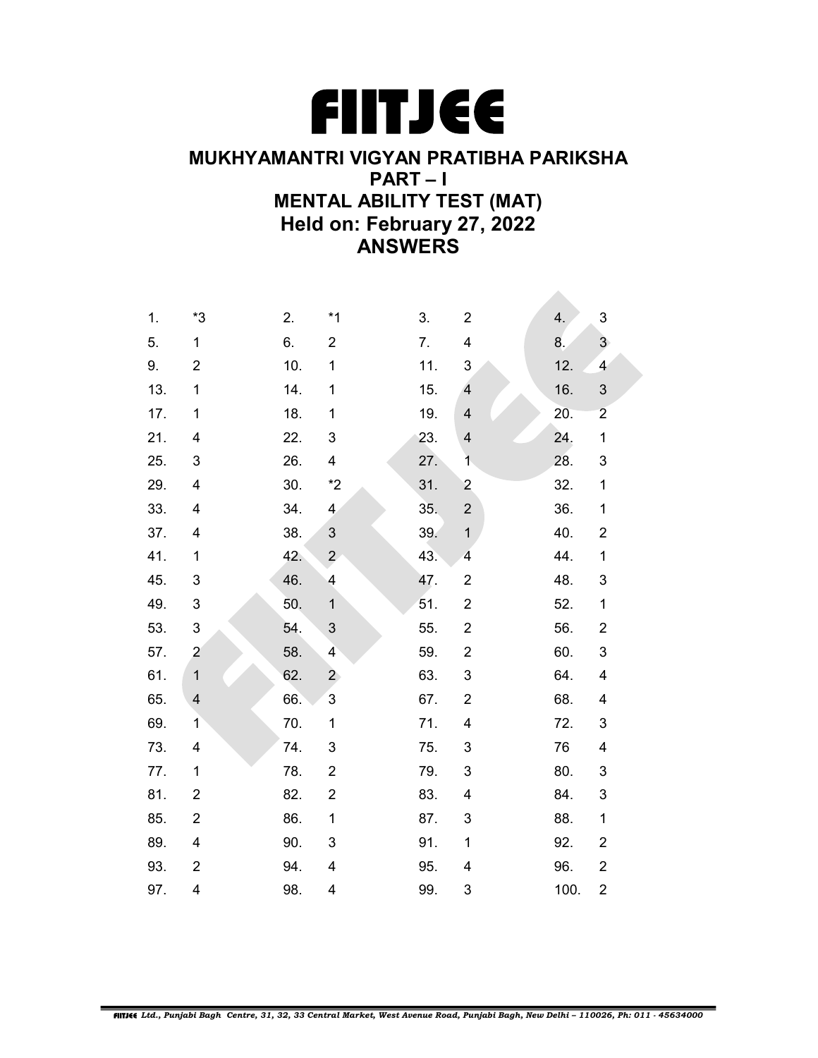# FIITJEE

## MUKHYAMANTRI VIGYAN PRATIBHA PARIKSHA
## PART – I
## MENTAL ABILITY TEST (MAT)
## Held on: February 27, 2022
## ANSWERS

| | | | | | | | |
|---|---|---|---|---|---|---|---|
| 1. | *3 | 2. | *1 | 3. | 2 | 4. | 3 |
| 5. | 1 | 6. | 2 | 7. | 4 | 8. | 3 |
| 9. | 2 | 10. | 1 | 11. | 3 | 12. | 4 |
| 13. | 1 | 14. | 1 | 15. | 4 | 16. | 3 |
| 17. | 1 | 18. | 1 | 19. | 4 | 20. | 2 |
| 21. | 4 | 22. | 3 | 23. | 4 | 24. | 1 |
| 25. | 3 | 26. | 4 | 27. | 1 | 28. | 3 |
| 29. | 4 | 30. | *2 | 31. | 2 | 32. | 1 |
| 33. | 4 | 34. | 4 | 35. | 2 | 36. | 1 |
| 37. | 4 | 38. | 3 | 39. | 1 | 40. | 2 |
| 41. | 1 | 42. | 2 | 43. | 4 | 44. | 1 |
| 45. | 3 | 46. | 4 | 47. | 2 | 48. | 3 |
| 49. | 3 | 50. | 1 | 51. | 2 | 52. | 1 |
| 53. | 3 | 54. | 3 | 55. | 2 | 56. | 2 |
| 57. | 2 | 58. | 4 | 59. | 2 | 60. | 3 |
| 61. | 1 | 62. | 2 | 63. | 3 | 64. | 4 |
| 65. | 4 | 66. | 3 | 67. | 2 | 68. | 4 |
| 69. | 1 | 70. | 1 | 71. | 4 | 72. | 3 |
| 73. | 4 | 74. | 3 | 75. | 3 | 76 | 4 |
| 77. | 1 | 78. | 2 | 79. | 3 | 80. | 3 |
| 81. | 2 | 82. | 2 | 83. | 4 | 84. | 3 |
| 85. | 2 | 86. | 1 | 87. | 3 | 88. | 1 |
| 89. | 4 | 90. | 3 | 91. | 1 | 92. | 2 |
| 93. | 2 | 94. | 4 | 95. | 4 | 96. | 2 |
| 97. | 4 | 98. | 4 | 99. | 3 | 100. | 2 |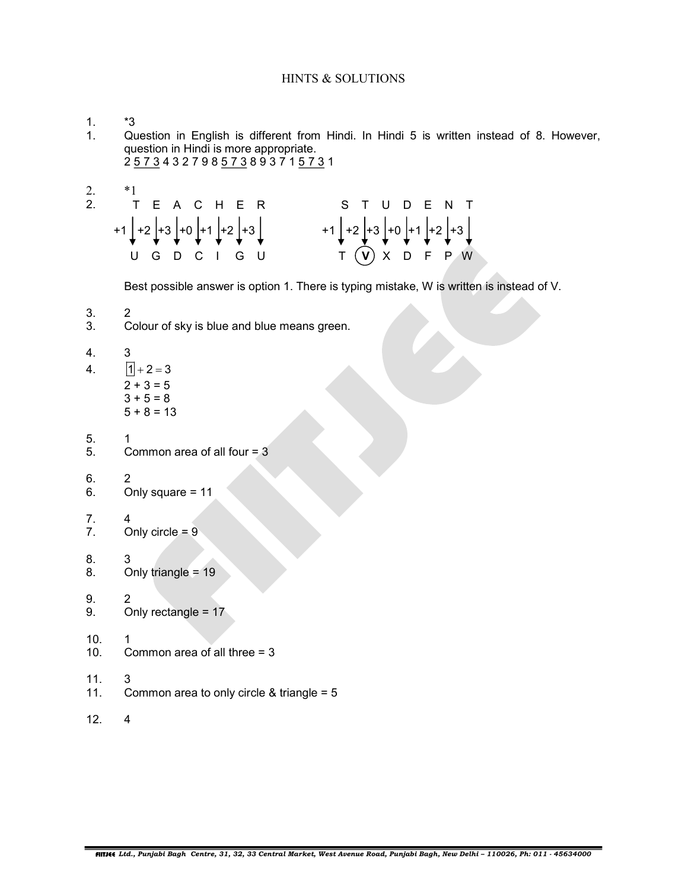# HINTS & SOLUTIONS

1. *3
1. Question in English is different from Hindi. In Hindi 5 is written instead of 8. However, question in Hindi is more appropriate.
   2 <u>5 7 3</u> 4 3 2 7 9 8 <u>5 7 3</u> 8 9 3 7 1 <u>5 7 3</u> 1

2. *1
2. T E A C H E R → (+1, +2, +3, +0, +1, +2, +3) → U G D C I G U

   S T U D E N T → (+1, +2, +3, +0, +1, +2, +3) → T (V) X D F P W

   Best possible answer is option 1. There is typing mistake, W is written is instead of V.

3. 2
3. Colour of sky is blue and blue means green.

4. 3
4. $\boxed{1} + 2 = 3$
   $2 + 3 = 5$
   $3 + 5 = 8$
   $5 + 8 = 13$

5. 1
5. Common area of all four = 3

6. 2
6. Only square = 11

7. 4
7. Only circle = 9

8. 3
8. Only triangle = 19

9. 2
9. Only rectangle = 17

10. 1
10. Common area of all three = 3

11. 3
11. Common area to only circle & triangle = 5

12. 4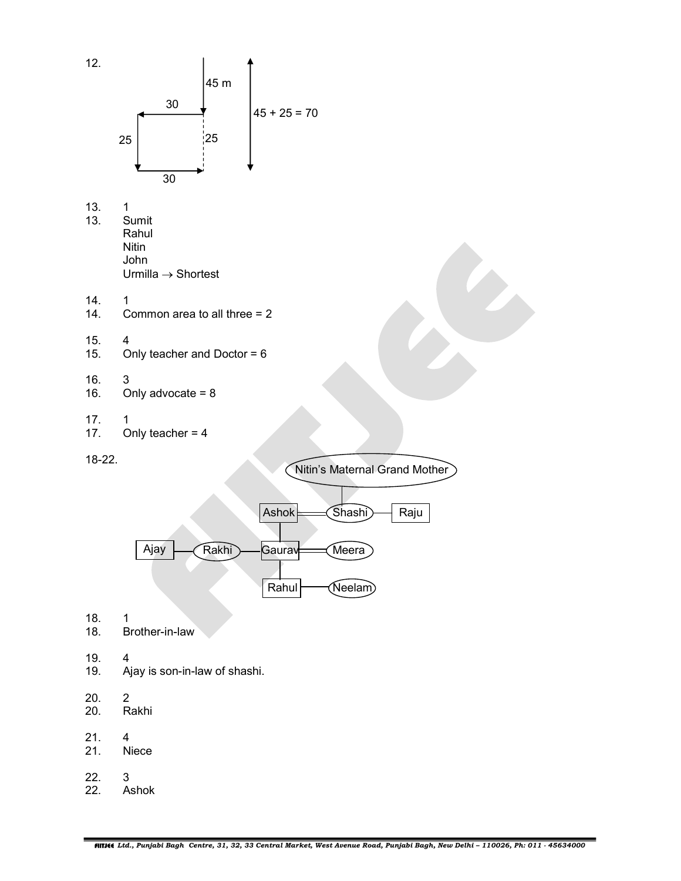12.

45 m

30

25

25

30

45 + 25 = 70

13. 1

13. Sumit
Rahul
Nitin
John
Urmilla → Shortest

14. 1

14. Common area to all three = 2

15. 4

15. Only teacher and Doctor = 6

16. 3

16. Only advocate = 8

17. 1

17. Only teacher = 4

18-22.

Nitin's Maternal Grand Mother

Ashok — Shashi — Raju

Ajay — Rakhi — Gaurav — Meera

Rahul — Neelam

18. 1

18. Brother-in-law

19. 4

19. Ajay is son-in-law of shashi.

20. 2

20. Rakhi

21. 4

21. Niece

22. 3

22. Ashok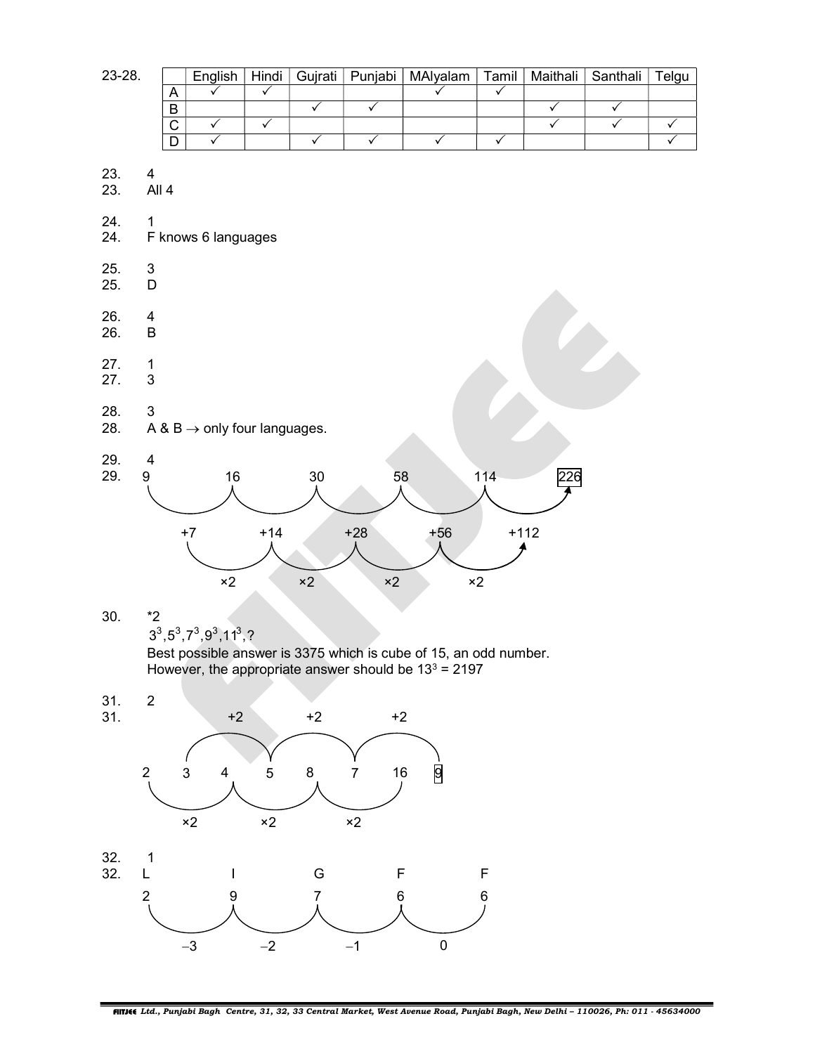23-28.

| | English | Hindi | Gujrati | Punjabi | MAlyalam | Tamil | Maithali | Santhali | Telgu |
|---|---|---|---|---|---|---|---|---|---|
| A | ✓ | ✓ | | | ✓ | ✓ | | | |
| B | | | ✓ | ✓ | | | ✓ | ✓ | |
| C | ✓ | ✓ | | | | | ✓ | ✓ | ✓ |
| D | ✓ | | ✓ | ✓ | ✓ | ✓ | | | ✓ |

23. 4
23. All 4

24. 1
24. F knows 6 languages

25. 3
25. D

26. 4
26. B

27. 1
27. 3

28. 3
28. A & B $\rightarrow$ only four languages.

29. 4
29. 9, 16, 30, 58, 114, **226**

Differences: +7, +14, +28, +56, +112

Each difference ×2, ×2, ×2, ×2

30. *2

$3^3, 5^3, 7^3, 9^3, 11^3, ?$

Best possible answer is 3375 which is cube of 15, an odd number.
However, the appropriate answer should be $13^3 = 2197$

31. 2
31. 2 3 4 5 8 7 16 **9**

Alternate terms 3, 5, 7, 9: +2, +2, +2

Alternate terms 2, 4, 8, 16: ×2, ×2, ×2

32. 1
32. L I G F F

2 9 7 6 6

−3, −2, −1, 0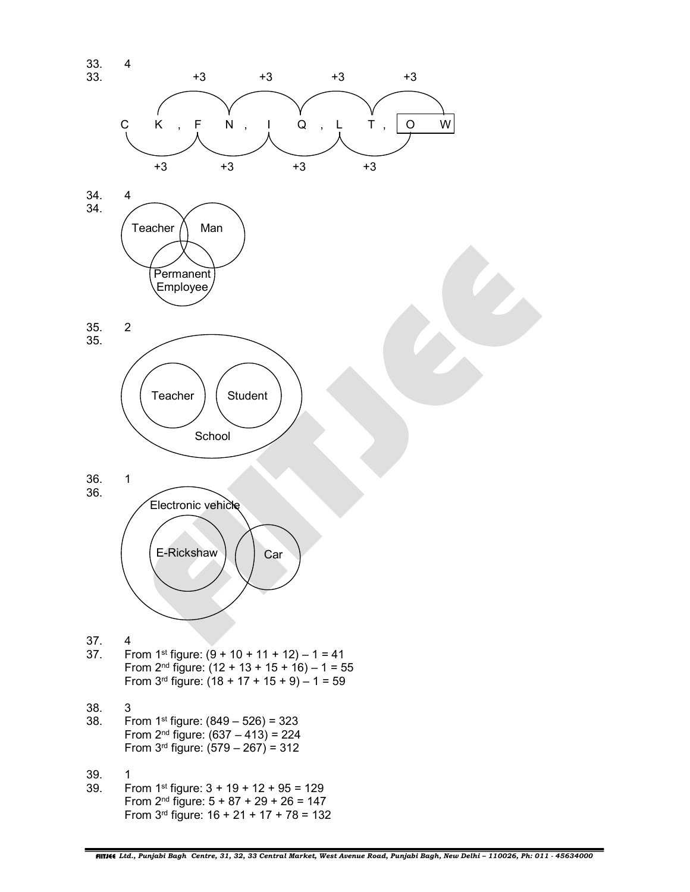33. 4

33.

C K , F N , I Q , L T , O W

(+3 +3 +3 +3 above; +3 +3 +3 +3 below)

34. 4

34.

Teacher, Man, Permanent Employee

35. 2

35.

Teacher, Student, School

36. 1

36.

Electronic vehicle, E-Rickshaw, Car

37. 4

37. From 1st figure: $(9 + 10 + 11 + 12) - 1 = 41$
From 2nd figure: $(12 + 13 + 15 + 16) - 1 = 55$
From 3rd figure: $(18 + 17 + 15 + 9) - 1 = 59$

38. 3

38. From 1st figure: $(849 - 526) = 323$
From 2nd figure: $(637 - 413) = 224$
From 3rd figure: $(579 - 267) = 312$

39. 1

39. From 1st figure: $3 + 19 + 12 + 95 = 129$
From 2nd figure: $5 + 87 + 29 + 26 = 147$
From 3rd figure: $16 + 21 + 17 + 78 = 132$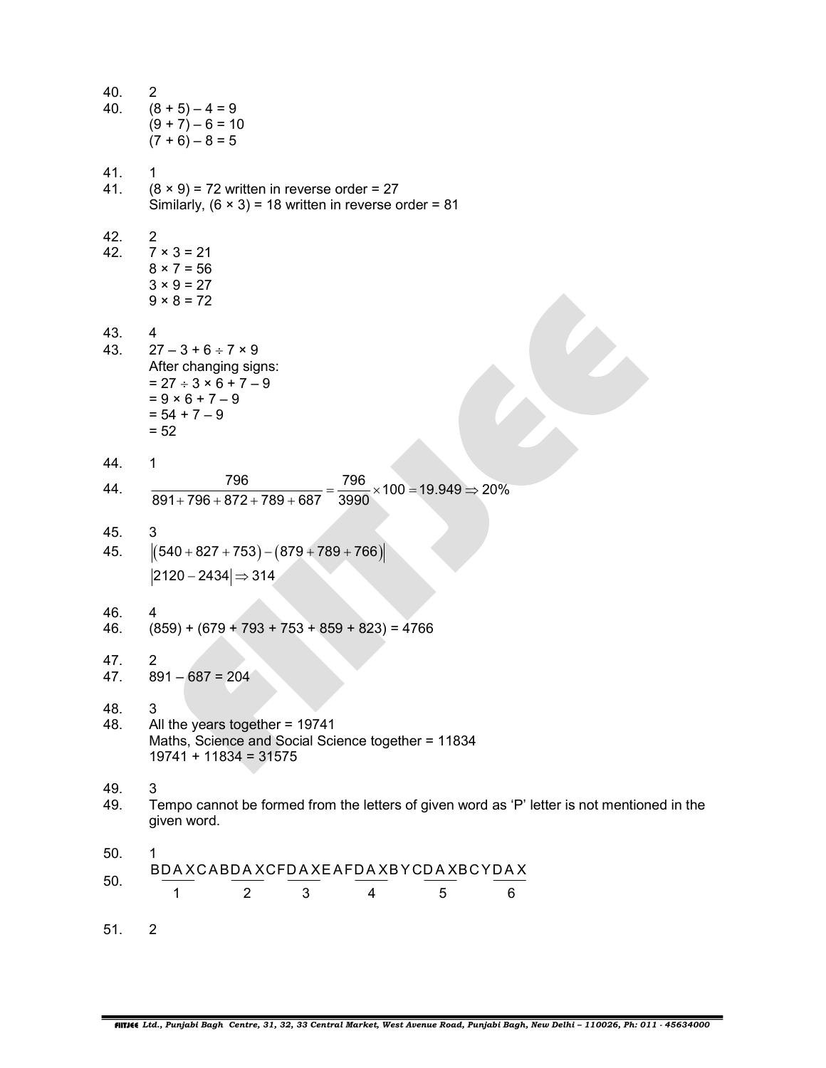40. 2

40. $(8 + 5) – 4 = 9$
$(9 + 7) – 6 = 10$
$(7 + 6) – 8 = 5$

41. 1

41. $(8 \times 9) = 72$ written in reverse order = 27
Similarly, $(6 \times 3) = 18$ written in reverse order = 81

42. 2

42. $7 \times 3 = 21$
$8 \times 7 = 56$
$3 \times 9 = 27$
$9 \times 8 = 72$

43. 4

43. $27 – 3 + 6 \div 7 \times 9$
After changing signs:
$= 27 \div 3 \times 6 + 7 – 9$
$= 9 \times 6 + 7 – 9$
$= 54 + 7 – 9$
$= 52$

44. 1

44. $\dfrac{796}{891+796+872+789+687} = \dfrac{796}{3990} \times 100 = 19.949 \Rightarrow 20\%$

45. 3

45. $\left|(540+827+753)-(879+789+766)\right|$
$|2120-2434| \Rightarrow 314$

46. 4

46. $(859) + (679 + 793 + 753 + 859 + 823) = 4766$

47. 2

47. $891 – 687 = 204$

48. 3

48. All the years together = 19741
Maths, Science and Social Science together = 11834
$19741 + 11834 = 31575$

49. 3

49. Tempo cannot be formed from the letters of given word as 'P' letter is not mentioned in the given word.

50. 1

50. B<u>DAX</u>CAB<u>DAX</u>CF<u>DAX</u>EAF<u>DAX</u>BYC<u>DAX</u>BCY<u>DAX</u>
(underlined groups numbered 1, 2, 3, 4, 5, 6)

51. 2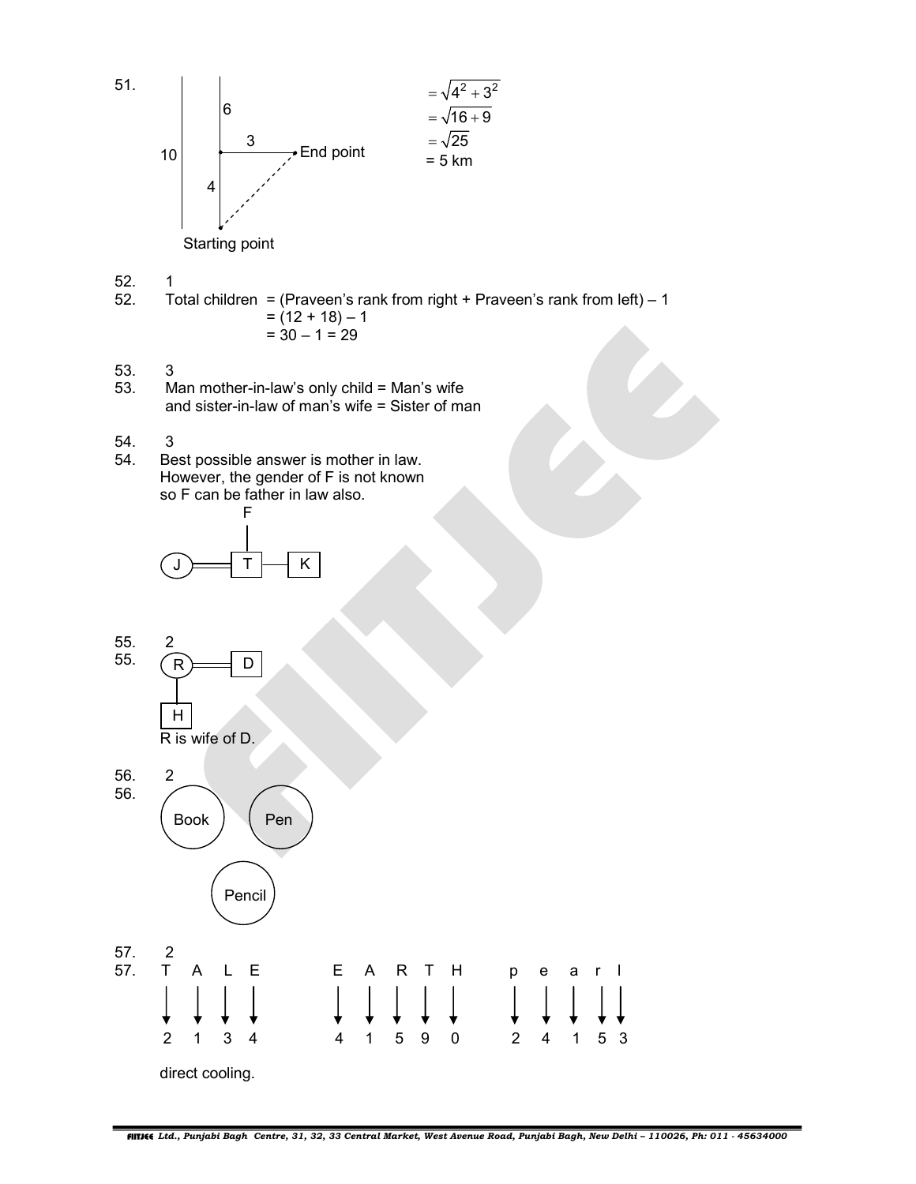51.

10

6

3

End point

4

Starting point

$= \sqrt{4^2 + 3^2}$
$= \sqrt{16 + 9}$
$= \sqrt{25}$
= 5 km

52. 1

52. Total children = (Praveen's rank from right + Praveen's rank from left) – 1
= (12 + 18) – 1
= 30 – 1 = 29

53. 3

53. Man mother-in-law's only child = Man's wife
and sister-in-law of man's wife = Sister of man

54. 3

54. Best possible answer is mother in law.
However, the gender of F is not known
so F can be father in law also.

F

J T K

55. 2

55. R D

H

R is wife of D.

56. 2

56. Book Pen

Pencil

57. 2

57.

| T | A | L | E | | E | A | R | T | H | | p | e | a | r | l |
|---|---|---|---|---|---|---|---|---|---|---|---|---|---|---|---|
| ↓ | ↓ | ↓ | ↓ | | ↓ | ↓ | ↓ | ↓ | ↓ | | ↓ | ↓ | ↓ | ↓ | ↓ |
| 2 | 1 | 3 | 4 | | 4 | 1 | 5 | 9 | 0 | | 2 | 4 | 1 | 5 | 3 |

direct cooling.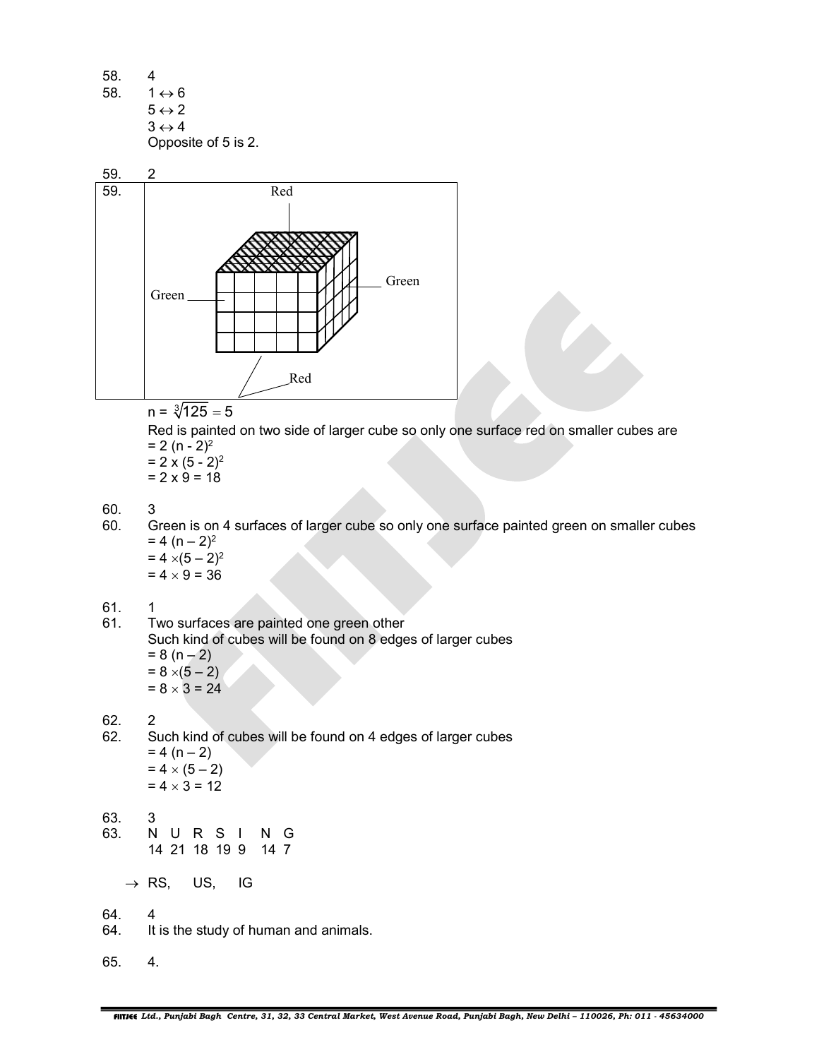58. 4

58. $1 \leftrightarrow 6$
$5 \leftrightarrow 2$
$3 \leftrightarrow 4$
Opposite of 5 is 2.

59. 2

59. Red / Green / Green / Red

$n = \sqrt[3]{125} = 5$

Red is painted on two side of larger cube so only one surface red on smaller cubes are
$= 2\,(n - 2)^2$
$= 2 \times (5 - 2)^2$
$= 2 \times 9 = 18$

60. 3

60. Green is on 4 surfaces of larger cube so only one surface painted green on smaller cubes
$= 4\,(n - 2)^2$
$= 4 \times (5 - 2)^2$
$= 4 \times 9 = 36$

61. 1

61. Two surfaces are painted one green other
Such kind of cubes will be found on 8 edges of larger cubes
$= 8\,(n - 2)$
$= 8 \times (5 - 2)$
$= 8 \times 3 = 24$

62. 2

62. Such kind of cubes will be found on 4 edges of larger cubes
$= 4\,(n - 2)$
$= 4 \times (5 - 2)$
$= 4 \times 3 = 12$

63. 3

63. N U R S I N G
14 21 18 19 9 14 7

$\rightarrow$ RS, US, IG

64. 4

64. It is the study of human and animals.

65. 4.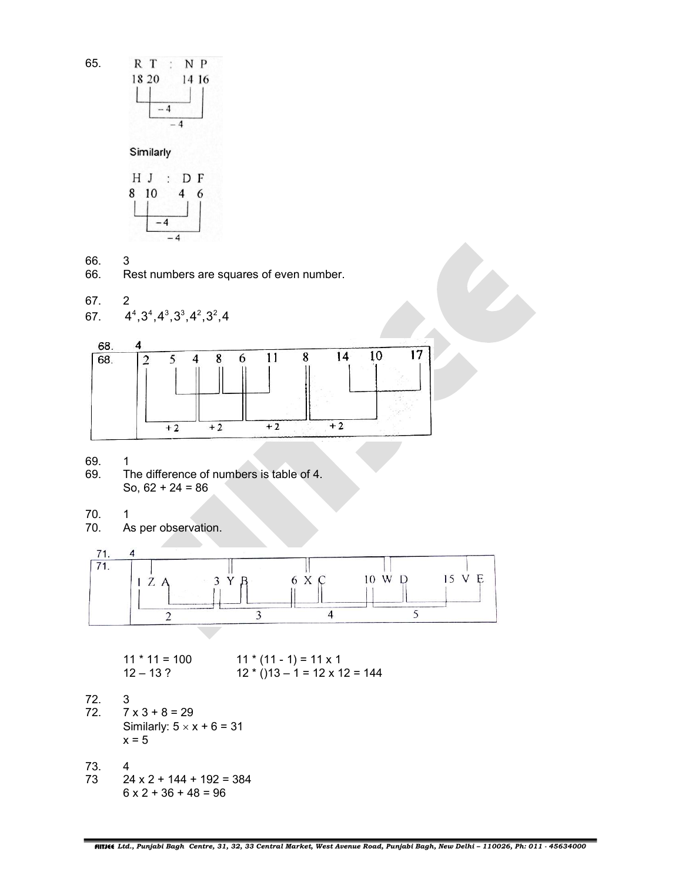65.

R T : N P
18 20    14 16
(−4, −4)

Similarly

H J : D F
8 10    4 6
(−4, −4)

66. 3

66. Rest numbers are squares of even number.

67. 2

67. $4^4, 3^4, 4^3, 3^3, 4^2, 3^2, 4$

68. 4

68. 2 5 4 8 6 11 8 14 10 17
(+2, +2, +2, +2)

69. 1

69. The difference of numbers is table of 4.
So, 62 + 24 = 86

70. 1

70. As per observation.

71. 4

71. 1 Z A    3 Y B    6 X C    10 W D    15 V E
(2, 3, 4, 5)

11 * 11 = 100    11 * (11 - 1) = 11 x 1
12 – 13 ?    12 * ()13 – 1 = 12 x 12 = 144

72. 3

72. 7 x 3 + 8 = 29
Similarly: $5 \times x + 6 = 31$
x = 5

73. 4

73 24 x 2 + 144 + 192 = 384
6 x 2 + 36 + 48 = 96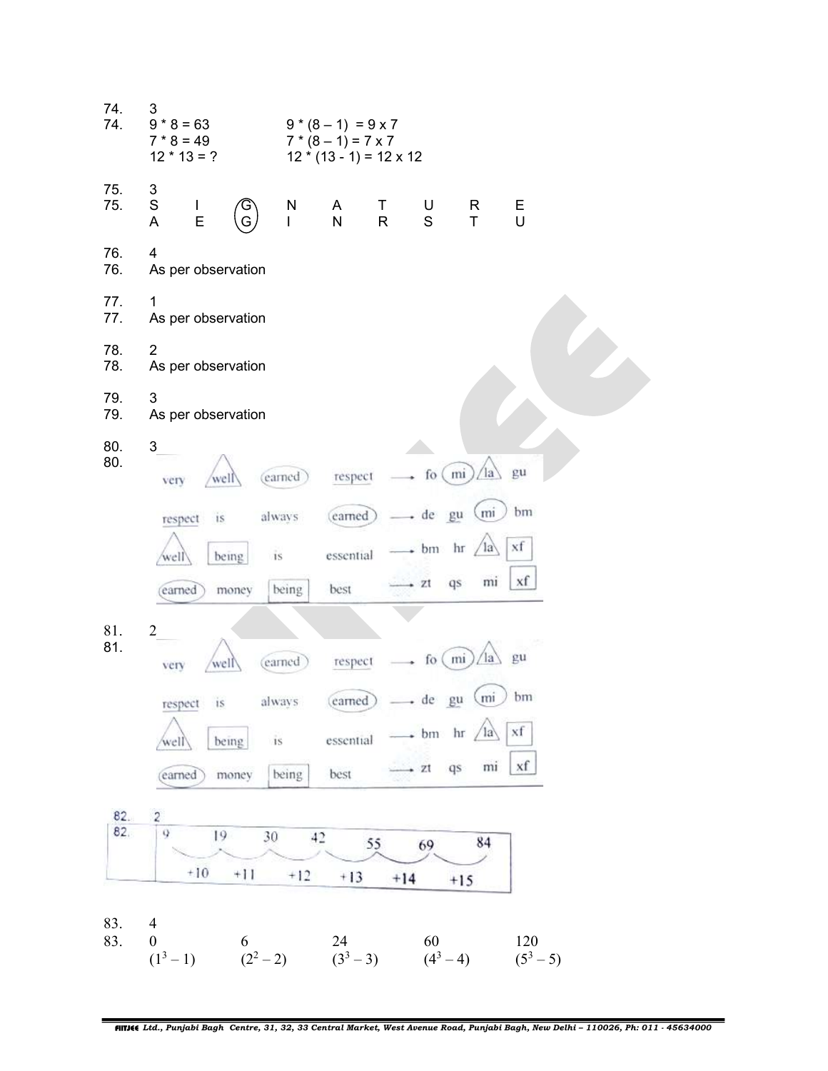74. 3

74. $9 * 8 = 63$ $\quad 9 * (8 - 1) = 9 \times 7$
$7 * 8 = 49$ $\quad 7 * (8 - 1) = 7 \times 7$
$12 * 13 = ?$ $\quad 12 * (13 - 1) = 12 \times 12$

75. 3

75.

| S | I | (G) | N | A | T | U | R | E |
|---|---|---|---|---|---|---|---|---|
| A | E | (G) | I | N | R | S | T | U |

76. 4

76. As per observation

77. 1

77. As per observation

78. 2

78. As per observation

79. 3

79. As per observation

80. 3

80.

very well earned respect → fo mi la gu

respect is always earned → de gu mi bm

well being is essential → bm hr la xf

earned money being best → zt qs mi xf

81. 2

81.

very well earned respect → fo mi la gu

respect is always earned → de gu mi bm

well being is essential → bm hr la xf

earned money being best → zt qs mi xf

82. 2

82.

| 9 | 19 | 30 | 42 | 55 | 69 | 84 |
|---|---|---|---|---|---|---|
| | +10 | +11 | +12 | +13 | +14 | +15 |

83. 4

83.

| 0 | 6 | 24 | 60 | 120 |
|---|---|---|---|---|
| $(1^3 - 1)$ | $(2^2 - 2)$ | $(3^3 - 3)$ | $(4^3 - 4)$ | $(5^3 - 5)$ |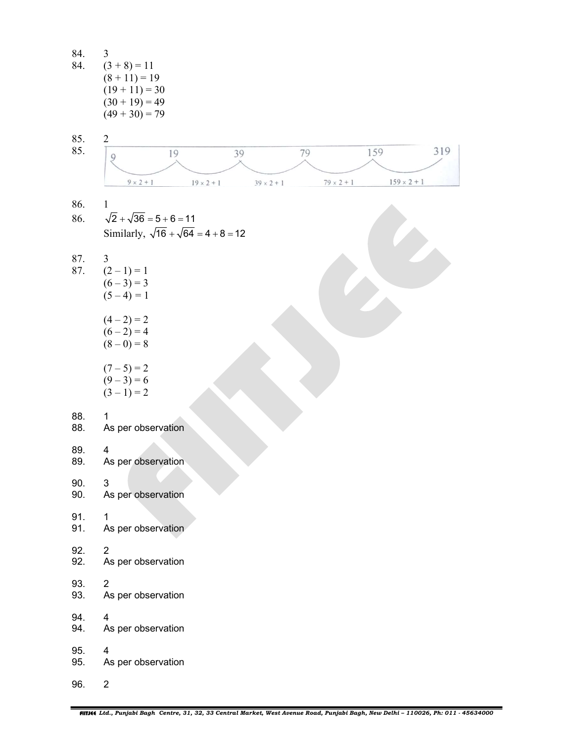84. 3

84. $(3 + 8) = 11$
$(8 + 11) = 19$
$(19 + 11) = 30$
$(30 + 19) = 49$
$(49 + 30) = 79$

85. 2

85. 9, 19, 39, 79, 159, 319

$9 \times 2 + 1$ | $19 \times 2 + 1$ | $39 \times 2 + 1$ | $79 \times 2 + 1$ | $159 \times 2 + 1$

86. 1

86. $\sqrt{2} + \sqrt{36} = 5 + 6 = 11$
Similarly, $\sqrt{16} + \sqrt{64} = 4 + 8 = 12$

87. 3

87. $(2 - 1) = 1$
$(6 - 3) = 3$
$(5 - 4) = 1$

$(4 - 2) = 2$
$(6 - 2) = 4$
$(8 - 0) = 8$

$(7 - 5) = 2$
$(9 - 3) = 6$
$(3 - 1) = 2$

88. 1

88. As per observation

89. 4

89. As per observation

90. 3

90. As per observation

91. 1

91. As per observation

92. 2

92. As per observation

93. 2

93. As per observation

94. 4

94. As per observation

95. 4

95. As per observation

96. 2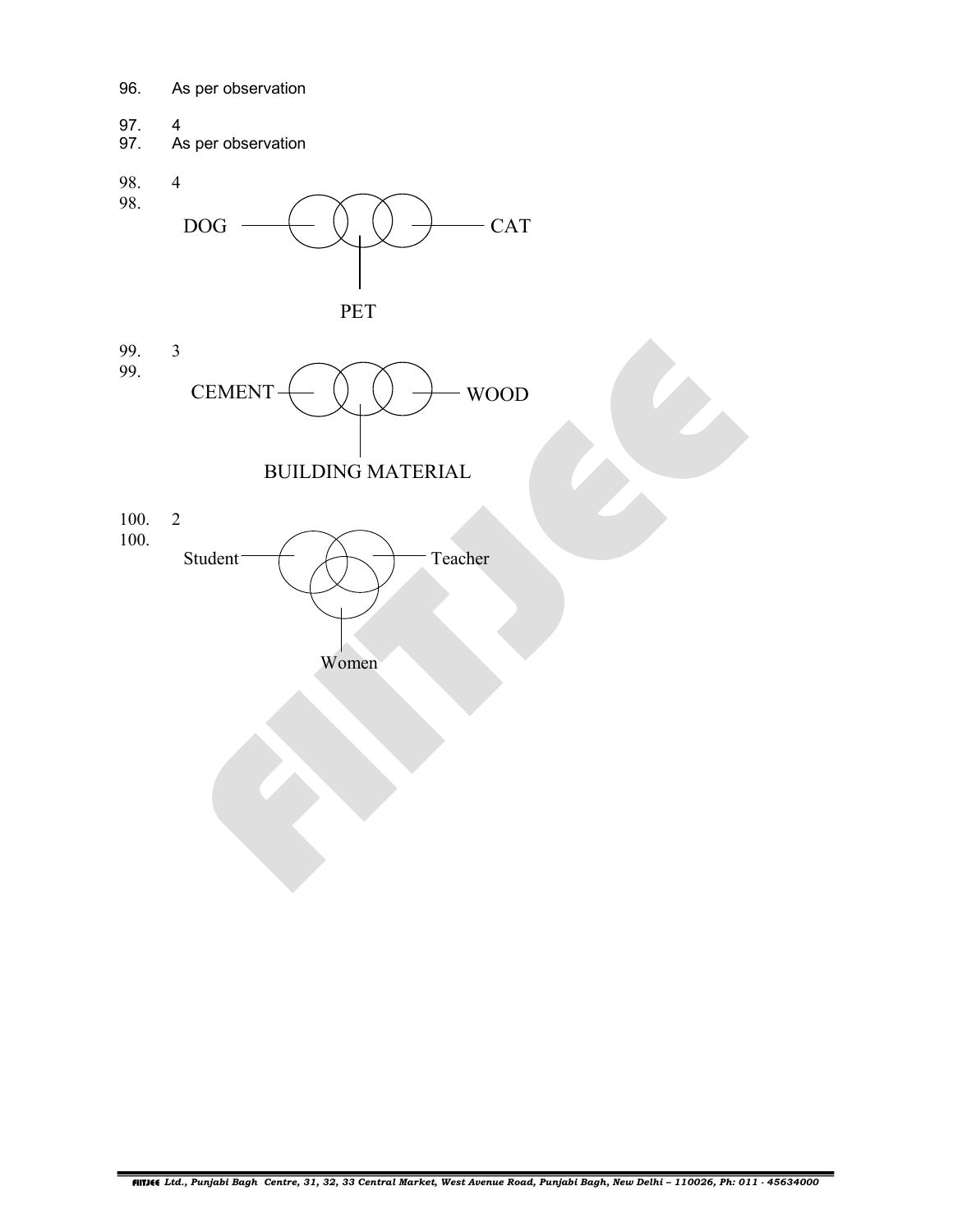96. As per observation

97. 4

97. As per observation

98. 4

98.

DOG

CAT

PET

99. 3

99.

CEMENT

WOOD

BUILDING MATERIAL

100. 2

100.

Student

Teacher

Women